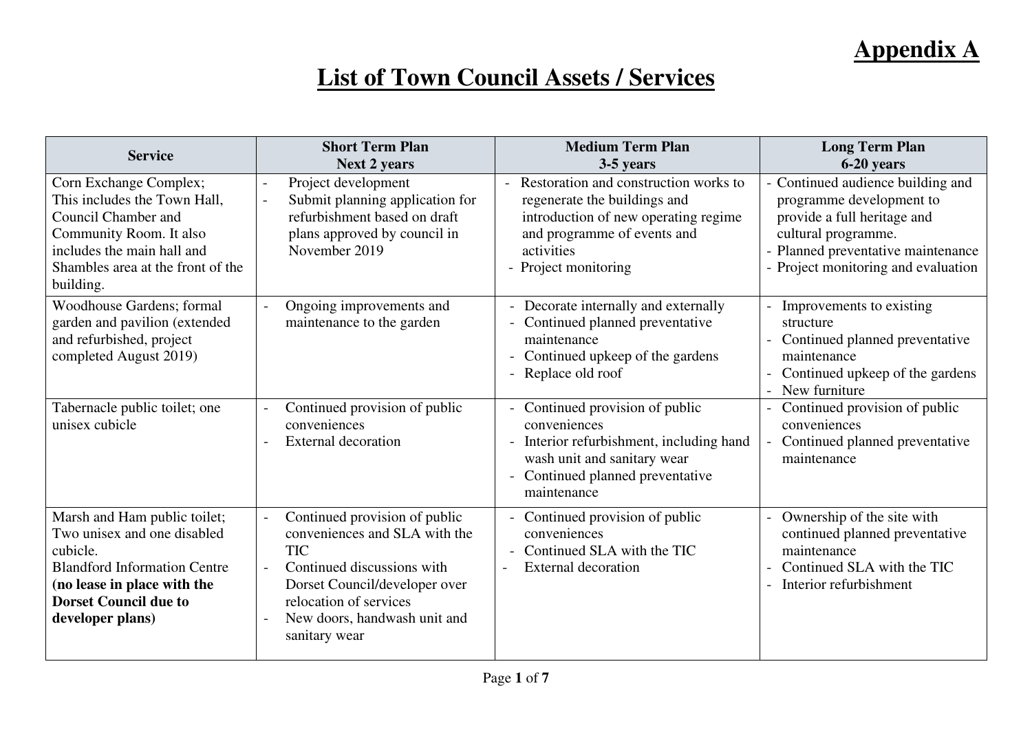**Appendix A**

# List of Town Council Assets / Services

| Service | Short Term Plan<br>Next 2 years | Medium Term Plan<br>3-5 years | Long Term Plan<br>6-20 years |
|---|---|---|---|
| Corn Exchange Complex; This includes the Town Hall, Council Chamber and Community Room. It also includes the main hall and Shambles area at the front of the building. | - Project development<br>- Submit planning application for refurbishment based on draft plans approved by council in November 2019 | - Restoration and construction works to regenerate the buildings and introduction of new operating regime and programme of events and activities<br>- Project monitoring | - Continued audience building and programme development to provide a full heritage and cultural programme.<br>- Planned preventative maintenance<br>- Project monitoring and evaluation |
| Woodhouse Gardens; formal garden and pavilion (extended and refurbished, project completed August 2019) | - Ongoing improvements and maintenance to the garden | - Decorate internally and externally<br>- Continued planned preventative maintenance<br>- Continued upkeep of the gardens<br>- Replace old roof | - Improvements to existing structure<br>- Continued planned preventative maintenance<br>- Continued upkeep of the gardens<br>- New furniture |
| Tabernacle public toilet; one unisex cubicle | - Continued provision of public conveniences<br>- External decoration | - Continued provision of public conveniences<br>- Interior refurbishment, including hand wash unit and sanitary wear<br>- Continued planned preventative maintenance | - Continued provision of public conveniences<br>- Continued planned preventative maintenance |
| Marsh and Ham public toilet; Two unisex and one disabled cubicle.<br>Blandford Information Centre **(no lease in place with the Dorset Council due to developer plans)** | - Continued provision of public conveniences and SLA with the TIC<br>- Continued discussions with Dorset Council/developer over relocation of services<br>- New doors, handwash unit and sanitary wear | - Continued provision of public conveniences<br>- Continued SLA with the TIC<br>- External decoration | - Ownership of the site with continued planned preventative maintenance<br>- Continued SLA with the TIC<br>- Interior refurbishment |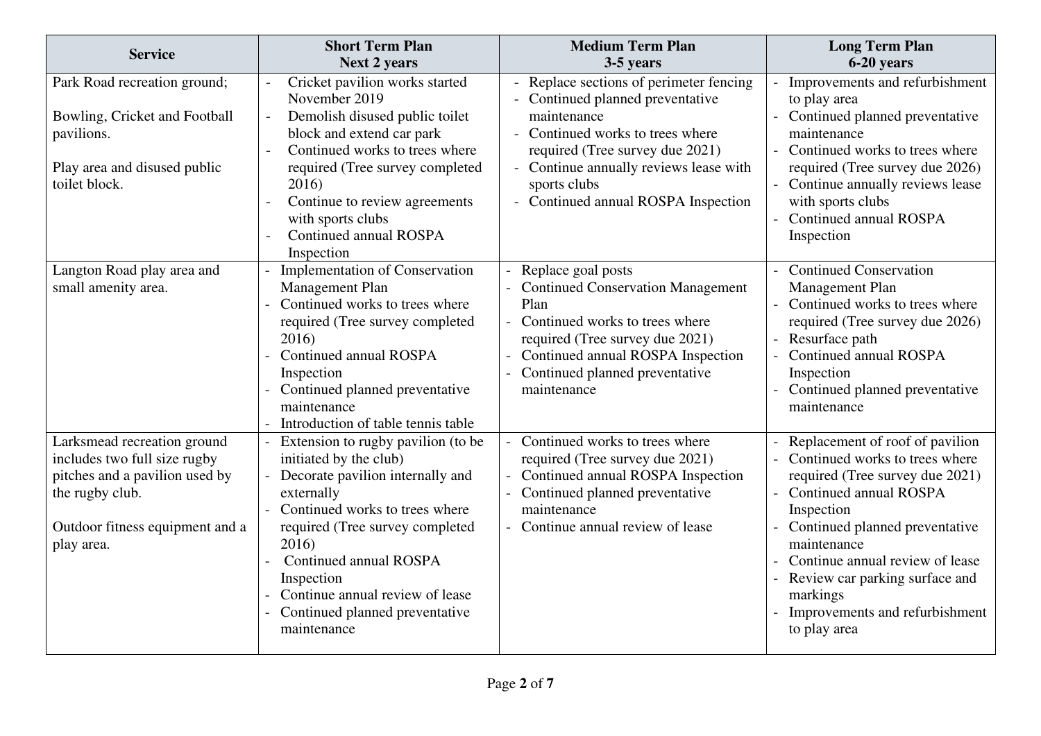| Service | Short Term Plan<br>Next 2 years | Medium Term Plan<br>3-5 years | Long Term Plan<br>6-20 years |
|---|---|---|---|
| Park Road recreation ground;<br><br>Bowling, Cricket and Football pavilions.<br><br>Play area and disused public toilet block. | - Cricket pavilion works started November 2019<br>- Demolish disused public toilet block and extend car park<br>- Continued works to trees where required (Tree survey completed 2016)<br>- Continue to review agreements with sports clubs<br>- Continued annual ROSPA Inspection | - Replace sections of perimeter fencing<br>- Continued planned preventative maintenance<br>- Continued works to trees where required (Tree survey due 2021)<br>- Continue annually reviews lease with sports clubs<br>- Continued annual ROSPA Inspection | - Improvements and refurbishment to play area<br>- Continued planned preventative maintenance<br>- Continued works to trees where required (Tree survey due 2026)<br>- Continue annually reviews lease with sports clubs<br>- Continued annual ROSPA Inspection |
| Langton Road play area and small amenity area. | - Implementation of Conservation Management Plan<br>- Continued works to trees where required (Tree survey completed 2016)<br>- Continued annual ROSPA Inspection<br>- Continued planned preventative maintenance<br>- Introduction of table tennis table | - Replace goal posts<br>- Continued Conservation Management Plan<br>- Continued works to trees where required (Tree survey due 2021)<br>- Continued annual ROSPA Inspection<br>- Continued planned preventative maintenance | - Continued Conservation Management Plan<br>- Continued works to trees where required (Tree survey due 2026)<br>- Resurface path<br>- Continued annual ROSPA Inspection<br>- Continued planned preventative maintenance |
| Larksmead recreation ground includes two full size rugby pitches and a pavilion used by the rugby club.<br><br>Outdoor fitness equipment and a play area. | - Extension to rugby pavilion (to be initiated by the club)<br>- Decorate pavilion internally and externally<br>- Continued works to trees where required (Tree survey completed 2016)<br>- Continued annual ROSPA Inspection<br>- Continue annual review of lease<br>- Continued planned preventative maintenance | - Continued works to trees where required (Tree survey due 2021)<br>- Continued annual ROSPA Inspection<br>- Continued planned preventative maintenance<br>- Continue annual review of lease | - Replacement of roof of pavilion<br>- Continued works to trees where required (Tree survey due 2021)<br>- Continued annual ROSPA Inspection<br>- Continued planned preventative maintenance<br>- Continue annual review of lease<br>- Review car parking surface and markings<br>- Improvements and refurbishment to play area |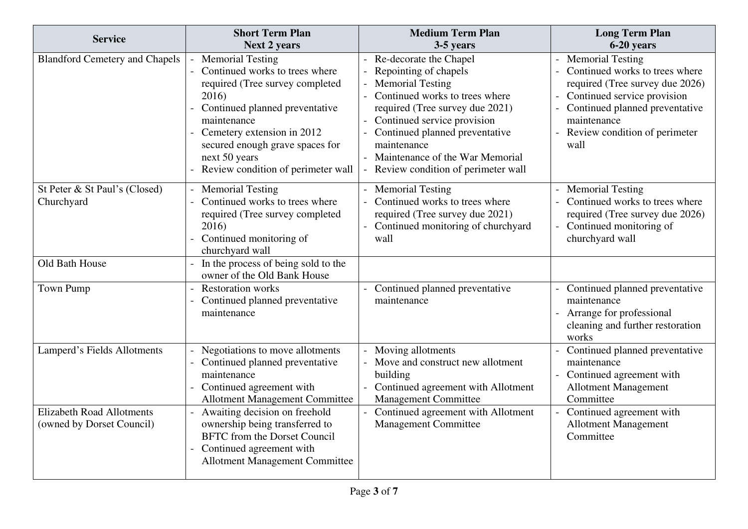| Service | Short Term Plan<br>Next 2 years | Medium Term Plan<br>3-5 years | Long Term Plan<br>6-20 years |
|---|---|---|---|
| Blandford Cemetery and Chapels | - Memorial Testing<br>- Continued works to trees where required (Tree survey completed 2016)<br>- Continued planned preventative maintenance<br>- Cemetery extension in 2012 secured enough grave spaces for next 50 years<br>- Review condition of perimeter wall | - Re-decorate the Chapel<br>- Repointing of chapels<br>- Memorial Testing<br>- Continued works to trees where required (Tree survey due 2021)<br>- Continued service provision<br>- Continued planned preventative maintenance<br>- Maintenance of the War Memorial<br>- Review condition of perimeter wall | - Memorial Testing<br>- Continued works to trees where required (Tree survey due 2026)<br>- Continued service provision<br>- Continued planned preventative maintenance<br>- Review condition of perimeter wall |
| St Peter & St Paul's (Closed) Churchyard | - Memorial Testing<br>- Continued works to trees where required (Tree survey completed 2016)<br>- Continued monitoring of churchyard wall | - Memorial Testing<br>- Continued works to trees where required (Tree survey due 2021)<br>- Continued monitoring of churchyard wall | - Memorial Testing<br>- Continued works to trees where required (Tree survey due 2026)<br>- Continued monitoring of churchyard wall |
| Old Bath House | - In the process of being sold to the owner of the Old Bank House | | |
| Town Pump | - Restoration works<br>- Continued planned preventative maintenance | - Continued planned preventative maintenance | - Continued planned preventative maintenance<br>- Arrange for professional cleaning and further restoration works |
| Lamperd's Fields Allotments | - Negotiations to move allotments<br>- Continued planned preventative maintenance<br>- Continued agreement with Allotment Management Committee | - Moving allotments<br>- Move and construct new allotment building<br>- Continued agreement with Allotment Management Committee | - Continued planned preventative maintenance<br>- Continued agreement with Allotment Management Committee |
| Elizabeth Road Allotments (owned by Dorset Council) | - Awaiting decision on freehold ownership being transferred to BFTC from the Dorset Council<br>- Continued agreement with Allotment Management Committee | - Continued agreement with Allotment Management Committee | - Continued agreement with Allotment Management Committee |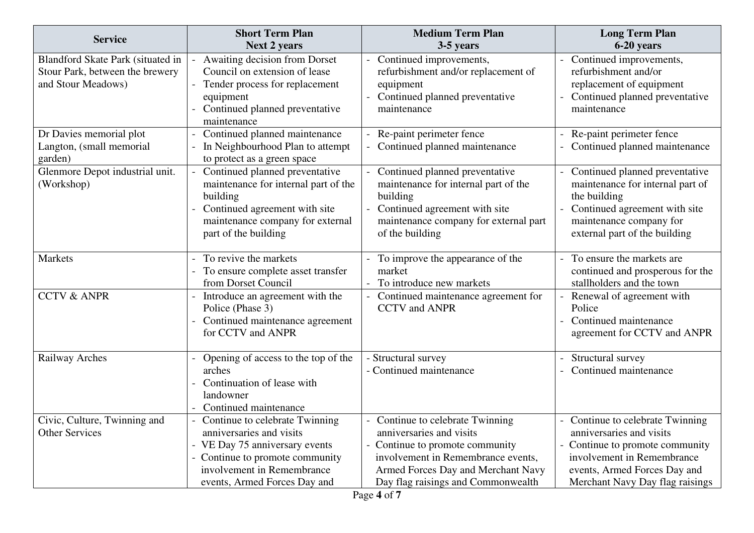| Service | Short Term Plan<br>Next 2 years | Medium Term Plan<br>3-5 years | Long Term Plan<br>6-20 years |
|---|---|---|---|
| Blandford Skate Park (situated in Stour Park, between the brewery and Stour Meadows) | - Awaiting decision from Dorset Council on extension of lease<br>- Tender process for replacement equipment<br>- Continued planned preventative maintenance | - Continued improvements, refurbishment and/or replacement of equipment<br>- Continued planned preventative maintenance | - Continued improvements, refurbishment and/or replacement of equipment<br>- Continued planned preventative maintenance |
| Dr Davies memorial plot Langton, (small memorial garden) | - Continued planned maintenance<br>- In Neighbourhood Plan to attempt to protect as a green space | - Re-paint perimeter fence<br>- Continued planned maintenance | - Re-paint perimeter fence<br>- Continued planned maintenance |
| Glenmore Depot industrial unit. (Workshop) | - Continued planned preventative maintenance for internal part of the building<br>- Continued agreement with site maintenance company for external part of the building | - Continued planned preventative maintenance for internal part of the building<br>- Continued agreement with site maintenance company for external part of the building | - Continued planned preventative maintenance for internal part of the building<br>- Continued agreement with site maintenance company for external part of the building |
| Markets | - To revive the markets<br>- To ensure complete asset transfer from Dorset Council | - To improve the appearance of the market<br>- To introduce new markets | - To ensure the markets are continued and prosperous for the stallholders and the town |
| CCTV & ANPR | - Introduce an agreement with the Police (Phase 3)<br>- Continued maintenance agreement for CCTV and ANPR | - Continued maintenance agreement for CCTV and ANPR | - Renewal of agreement with Police<br>- Continued maintenance agreement for CCTV and ANPR |
| Railway Arches | - Opening of access to the top of the arches<br>- Continuation of lease with landowner<br>- Continued maintenance | - Structural survey<br>- Continued maintenance | - Structural survey<br>- Continued maintenance |
| Civic, Culture, Twinning and Other Services | - Continue to celebrate Twinning anniversaries and visits<br>- VE Day 75 anniversary events<br>- Continue to promote community involvement in Remembrance events, Armed Forces Day and | - Continue to celebrate Twinning anniversaries and visits<br>- Continue to promote community involvement in Remembrance events, Armed Forces Day and Merchant Navy Day flag raisings and Commonwealth | - Continue to celebrate Twinning anniversaries and visits<br>- Continue to promote community involvement in Remembrance events, Armed Forces Day and Merchant Navy Day flag raisings |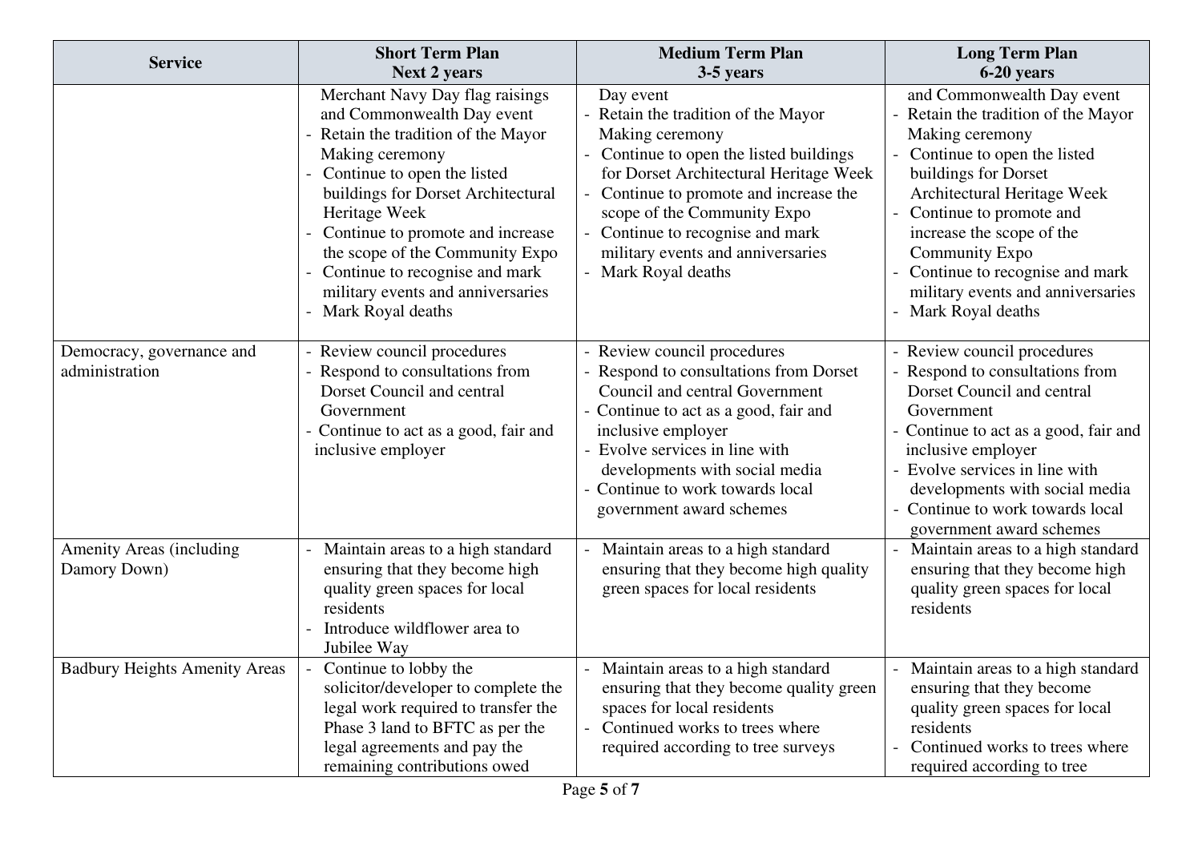| Service | Short Term Plan Next 2 years | Medium Term Plan 3-5 years | Long Term Plan 6-20 years |
|---|---|---|---|
| | Merchant Navy Day flag raisings and Commonwealth Day event<br>- Retain the tradition of the Mayor Making ceremony<br>- Continue to open the listed buildings for Dorset Architectural Heritage Week<br>- Continue to promote and increase the scope of the Community Expo<br>- Continue to recognise and mark military events and anniversaries<br>- Mark Royal deaths | Day event<br>- Retain the tradition of the Mayor Making ceremony<br>- Continue to open the listed buildings for Dorset Architectural Heritage Week<br>- Continue to promote and increase the scope of the Community Expo<br>- Continue to recognise and mark military events and anniversaries<br>- Mark Royal deaths | and Commonwealth Day event<br>- Retain the tradition of the Mayor Making ceremony<br>- Continue to open the listed buildings for Dorset Architectural Heritage Week<br>- Continue to promote and increase the scope of the Community Expo<br>- Continue to recognise and mark military events and anniversaries<br>- Mark Royal deaths |
| Democracy, governance and administration | - Review council procedures<br>- Respond to consultations from Dorset Council and central Government<br>- Continue to act as a good, fair and inclusive employer | - Review council procedures<br>- Respond to consultations from Dorset Council and central Government<br>- Continue to act as a good, fair and inclusive employer<br>- Evolve services in line with developments with social media<br>- Continue to work towards local government award schemes | - Review council procedures<br>- Respond to consultations from Dorset Council and central Government<br>- Continue to act as a good, fair and inclusive employer<br>- Evolve services in line with developments with social media<br>- Continue to work towards local government award schemes |
| Amenity Areas (including Damory Down) | - Maintain areas to a high standard ensuring that they become high quality green spaces for local residents<br>- Introduce wildflower area to Jubilee Way | - Maintain areas to a high standard ensuring that they become high quality green spaces for local residents | - Maintain areas to a high standard ensuring that they become high quality green spaces for local residents |
| Badbury Heights Amenity Areas | - Continue to lobby the solicitor/developer to complete the legal work required to transfer the Phase 3 land to BFTC as per the legal agreements and pay the remaining contributions owed | - Maintain areas to a high standard ensuring that they become quality green spaces for local residents<br>- Continued works to trees where required according to tree surveys | - Maintain areas to a high standard ensuring that they become quality green spaces for local residents<br>- Continued works to trees where required according to tree |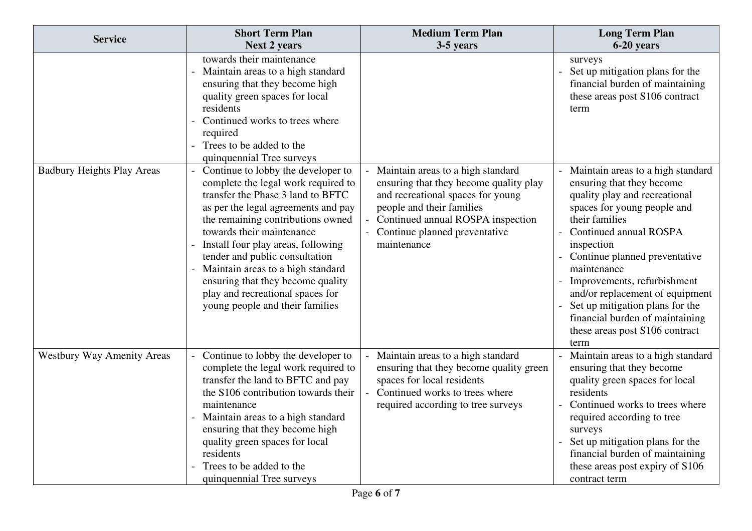| Service | Short Term Plan<br>Next 2 years | Medium Term Plan<br>3-5 years | Long Term Plan<br>6-20 years |
|---|---|---|---|
| | towards their maintenance<br>- Maintain areas to a high standard ensuring that they become high quality green spaces for local residents<br>- Continued works to trees where required<br>- Trees to be added to the quinquennial Tree surveys | | surveys<br>- Set up mitigation plans for the financial burden of maintaining these areas post S106 contract term |
| Badbury Heights Play Areas | - Continue to lobby the developer to complete the legal work required to transfer the Phase 3 land to BFTC as per the legal agreements and pay the remaining contributions owned towards their maintenance<br>- Install four play areas, following tender and public consultation<br>- Maintain areas to a high standard ensuring that they become quality play and recreational spaces for young people and their families | - Maintain areas to a high standard ensuring that they become quality play and recreational spaces for young people and their families<br>- Continued annual ROSPA inspection<br>- Continue planned preventative maintenance | - Maintain areas to a high standard ensuring that they become quality play and recreational spaces for young people and their families<br>- Continued annual ROSPA inspection<br>- Continue planned preventative maintenance<br>- Improvements, refurbishment and/or replacement of equipment<br>- Set up mitigation plans for the financial burden of maintaining these areas post S106 contract term |
| Westbury Way Amenity Areas | - Continue to lobby the developer to complete the legal work required to transfer the land to BFTC and pay the S106 contribution towards their maintenance<br>- Maintain areas to a high standard ensuring that they become high quality green spaces for local residents<br>- Trees to be added to the quinquennial Tree surveys | - Maintain areas to a high standard ensuring that they become quality green spaces for local residents<br>- Continued works to trees where required according to tree surveys | - Maintain areas to a high standard ensuring that they become quality green spaces for local residents<br>- Continued works to trees where required according to tree surveys<br>- Set up mitigation plans for the financial burden of maintaining these areas post expiry of S106 contract term |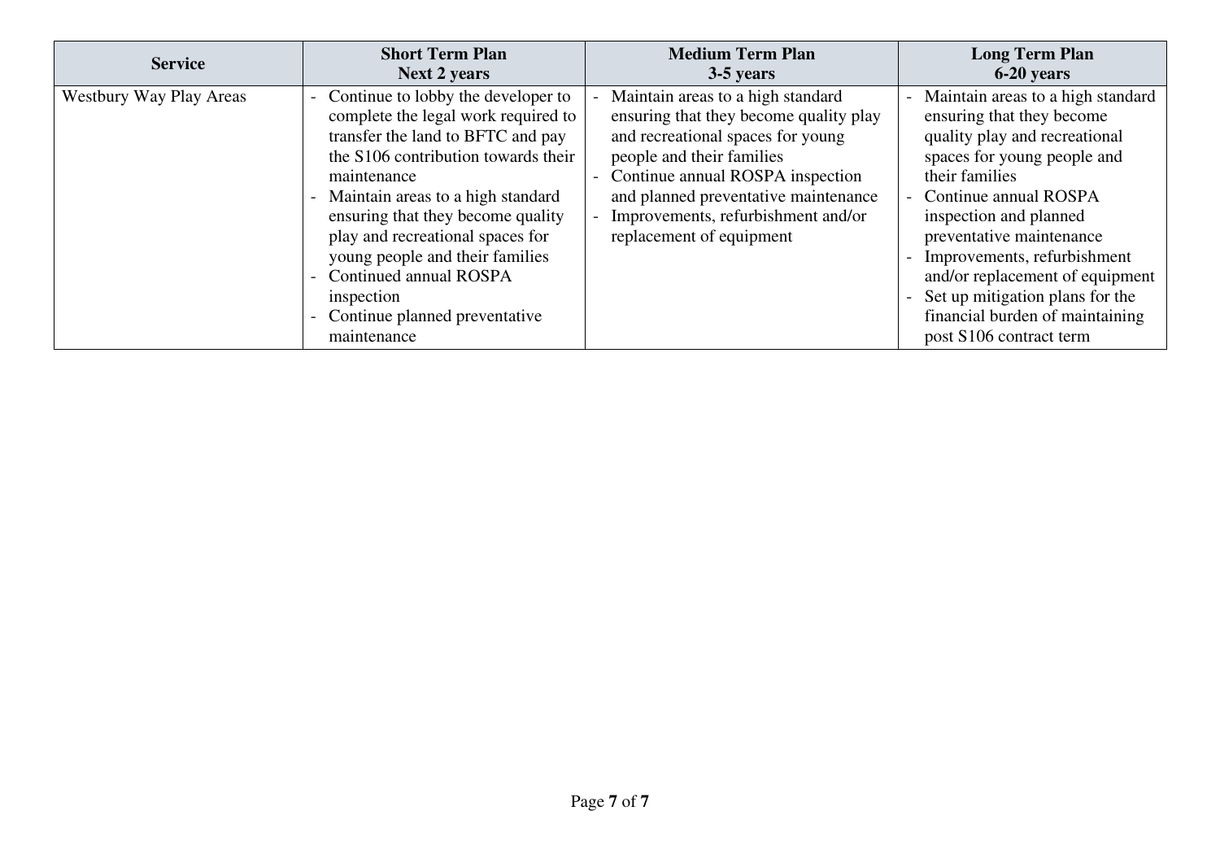| Service | Short Term Plan<br>Next 2 years | Medium Term Plan<br>3-5 years | Long Term Plan<br>6-20 years |
|---|---|---|---|
| Westbury Way Play Areas | - Continue to lobby the developer to complete the legal work required to transfer the land to BFTC and pay the S106 contribution towards their maintenance<br>- Maintain areas to a high standard ensuring that they become quality play and recreational spaces for young people and their families<br>- Continued annual ROSPA inspection<br>- Continue planned preventative maintenance | - Maintain areas to a high standard ensuring that they become quality play and recreational spaces for young people and their families<br>- Continue annual ROSPA inspection and planned preventative maintenance<br>- Improvements, refurbishment and/or replacement of equipment | - Maintain areas to a high standard ensuring that they become quality play and recreational spaces for young people and their families<br>- Continue annual ROSPA inspection and planned preventative maintenance<br>- Improvements, refurbishment and/or replacement of equipment<br>- Set up mitigation plans for the financial burden of maintaining post S106 contract term |